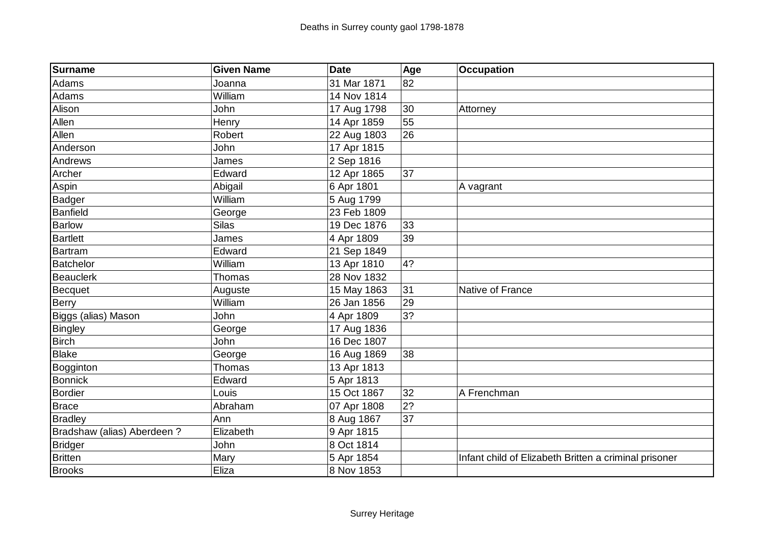# Deaths in Surrey county gaol 1798-1878

| Surname | Given Name | Date | Age | Occupation |
|---|---|---|---|---|
| Adams | Joanna | 31 Mar 1871 | 82 | |
| Adams | William | 14 Nov 1814 | | |
| Alison | John | 17 Aug 1798 | 30 | Attorney |
| Allen | Henry | 14 Apr 1859 | 55 | |
| Allen | Robert | 22 Aug 1803 | 26 | |
| Anderson | John | 17 Apr 1815 | | |
| Andrews | James | 2 Sep 1816 | | |
| Archer | Edward | 12 Apr 1865 | 37 | |
| Aspin | Abigail | 6 Apr 1801 | | A vagrant |
| Badger | William | 5 Aug 1799 | | |
| Banfield | George | 23 Feb 1809 | | |
| Barlow | Silas | 19 Dec 1876 | 33 | |
| Bartlett | James | 4 Apr 1809 | 39 | |
| Bartram | Edward | 21 Sep 1849 | | |
| Batchelor | William | 13 Apr 1810 | 4? | |
| Beauclerk | Thomas | 28 Nov 1832 | | |
| Becquet | Auguste | 15 May 1863 | 31 | Native of France |
| Berry | William | 26 Jan 1856 | 29 | |
| Biggs (alias) Mason | John | 4 Apr 1809 | 3? | |
| Bingley | George | 17 Aug 1836 | | |
| Birch | John | 16 Dec 1807 | | |
| Blake | George | 16 Aug 1869 | 38 | |
| Bogginton | Thomas | 13 Apr 1813 | | |
| Bonnick | Edward | 5 Apr 1813 | | |
| Bordier | Louis | 15 Oct 1867 | 32 | A Frenchman |
| Brace | Abraham | 07 Apr 1808 | 2? | |
| Bradley | Ann | 8 Aug 1867 | 37 | |
| Bradshaw (alias) Aberdeen ? | Elizabeth | 9 Apr 1815 | | |
| Bridger | John | 8 Oct 1814 | | |
| Britten | Mary | 5 Apr 1854 | | Infant child of Elizabeth Britten a criminal prisoner |
| Brooks | Eliza | 8 Nov 1853 | | |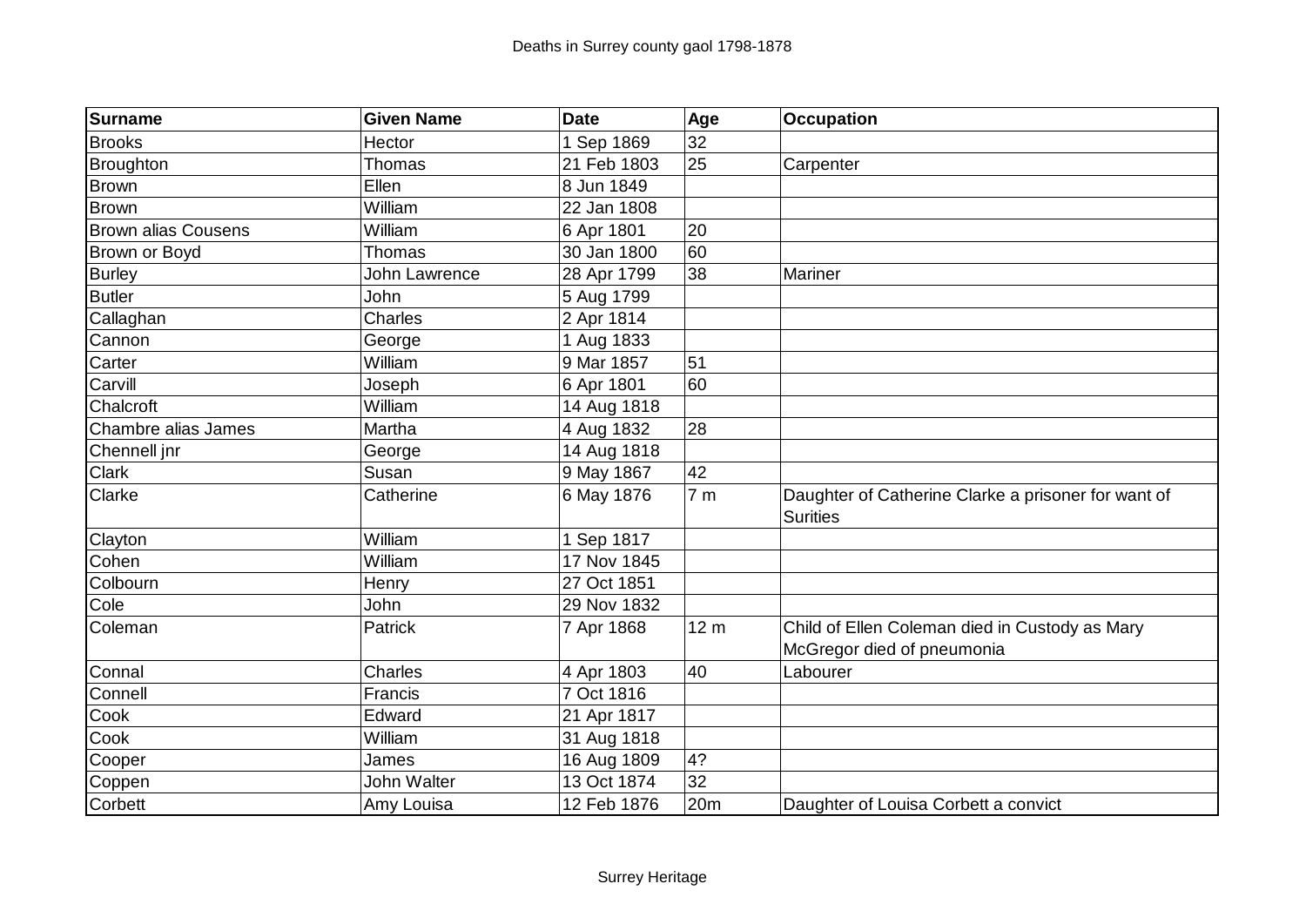| Surname | Given Name | Date | Age | Occupation |
| --- | --- | --- | --- | --- |
| Brooks | Hector | 1 Sep 1869 | 32 | |
| Broughton | Thomas | 21 Feb 1803 | 25 | Carpenter |
| Brown | Ellen | 8 Jun 1849 | | |
| Brown | William | 22 Jan 1808 | | |
| Brown alias Cousens | William | 6 Apr 1801 | 20 | |
| Brown or Boyd | Thomas | 30 Jan 1800 | 60 | |
| Burley | John Lawrence | 28 Apr 1799 | 38 | Mariner |
| Butler | John | 5 Aug 1799 | | |
| Callaghan | Charles | 2 Apr 1814 | | |
| Cannon | George | 1 Aug 1833 | | |
| Carter | William | 9 Mar 1857 | 51 | |
| Carvill | Joseph | 6 Apr 1801 | 60 | |
| Chalcroft | William | 14 Aug 1818 | | |
| Chambre alias James | Martha | 4 Aug 1832 | 28 | |
| Chennell jnr | George | 14 Aug 1818 | | |
| Clark | Susan | 9 May 1867 | 42 | |
| Clarke | Catherine | 6 May 1876 | 7 m | Daughter of Catherine Clarke a prisoner for want of Surities |
| Clayton | William | 1 Sep 1817 | | |
| Cohen | William | 17 Nov 1845 | | |
| Colbourn | Henry | 27 Oct 1851 | | |
| Cole | John | 29 Nov 1832 | | |
| Coleman | Patrick | 7 Apr 1868 | 12 m | Child of Ellen Coleman died in Custody as Mary McGregor died of pneumonia |
| Connal | Charles | 4 Apr 1803 | 40 | Labourer |
| Connell | Francis | 7 Oct 1816 | | |
| Cook | Edward | 21 Apr 1817 | | |
| Cook | William | 31 Aug 1818 | | |
| Cooper | James | 16 Aug 1809 | 4? | |
| Coppen | John Walter | 13 Oct 1874 | 32 | |
| Corbett | Amy Louisa | 12 Feb 1876 | 20m | Daughter of Louisa Corbett a convict |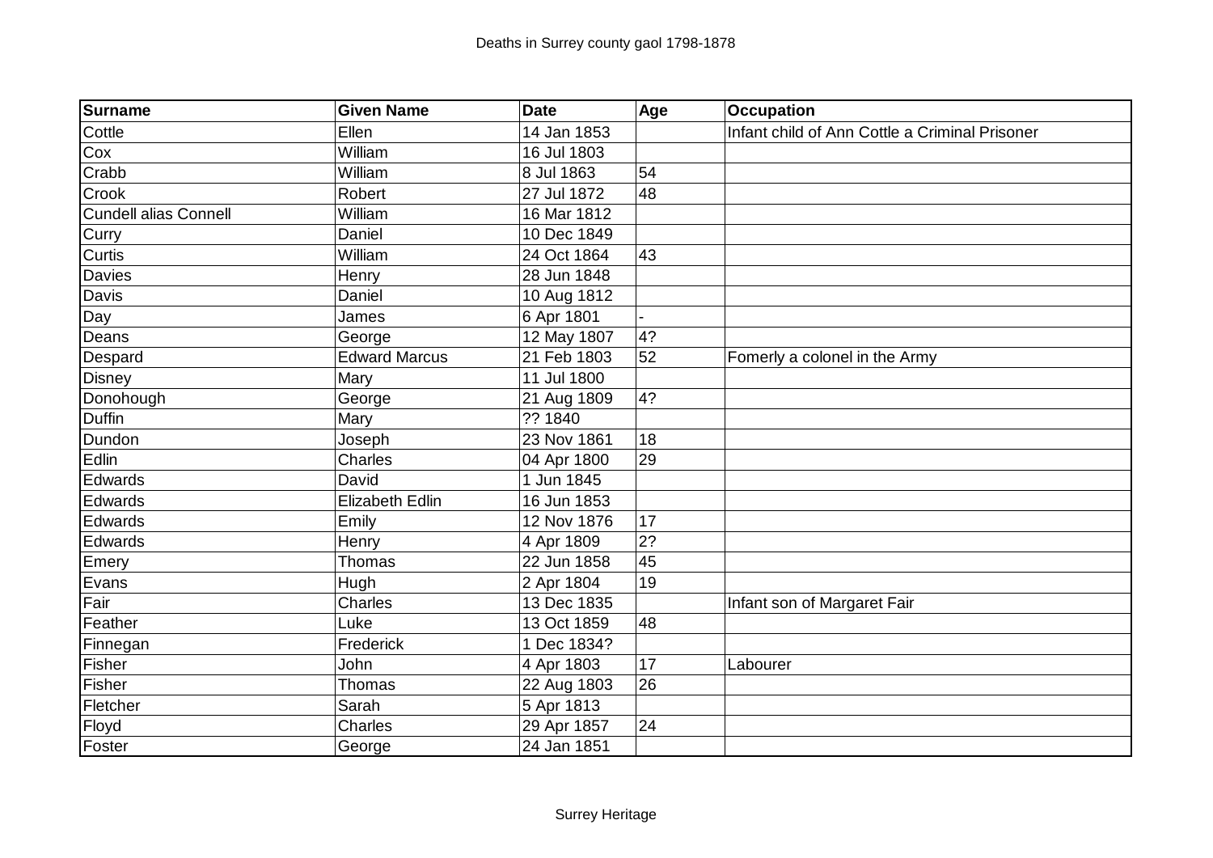| Surname | Given Name | Date | Age | Occupation |
|---|---|---|---|---|
| Cottle | Ellen | 14 Jan 1853 | | Infant child of Ann Cottle a Criminal Prisoner |
| Cox | William | 16 Jul 1803 | | |
| Crabb | William | 8 Jul 1863 | 54 | |
| Crook | Robert | 27 Jul 1872 | 48 | |
| Cundell alias Connell | William | 16 Mar 1812 | | |
| Curry | Daniel | 10 Dec 1849 | | |
| Curtis | William | 24 Oct 1864 | 43 | |
| Davies | Henry | 28 Jun 1848 | | |
| Davis | Daniel | 10 Aug 1812 | | |
| Day | James | 6 Apr 1801 | - | |
| Deans | George | 12 May 1807 | 4? | |
| Despard | Edward Marcus | 21 Feb 1803 | 52 | Fomerly a colonel in the Army |
| Disney | Mary | 11 Jul 1800 | | |
| Donohough | George | 21 Aug 1809 | 4? | |
| Duffin | Mary | ?? 1840 | | |
| Dundon | Joseph | 23 Nov 1861 | 18 | |
| Edlin | Charles | 04 Apr 1800 | 29 | |
| Edwards | David | 1 Jun 1845 | | |
| Edwards | Elizabeth Edlin | 16 Jun 1853 | | |
| Edwards | Emily | 12 Nov 1876 | 17 | |
| Edwards | Henry | 4 Apr 1809 | 2? | |
| Emery | Thomas | 22 Jun 1858 | 45 | |
| Evans | Hugh | 2 Apr 1804 | 19 | |
| Fair | Charles | 13 Dec 1835 | | Infant son of Margaret Fair |
| Feather | Luke | 13 Oct 1859 | 48 | |
| Finnegan | Frederick | 1 Dec 1834? | | |
| Fisher | John | 4 Apr 1803 | 17 | Labourer |
| Fisher | Thomas | 22 Aug 1803 | 26 | |
| Fletcher | Sarah | 5 Apr 1813 | | |
| Floyd | Charles | 29 Apr 1857 | 24 | |
| Foster | George | 24 Jan 1851 | | |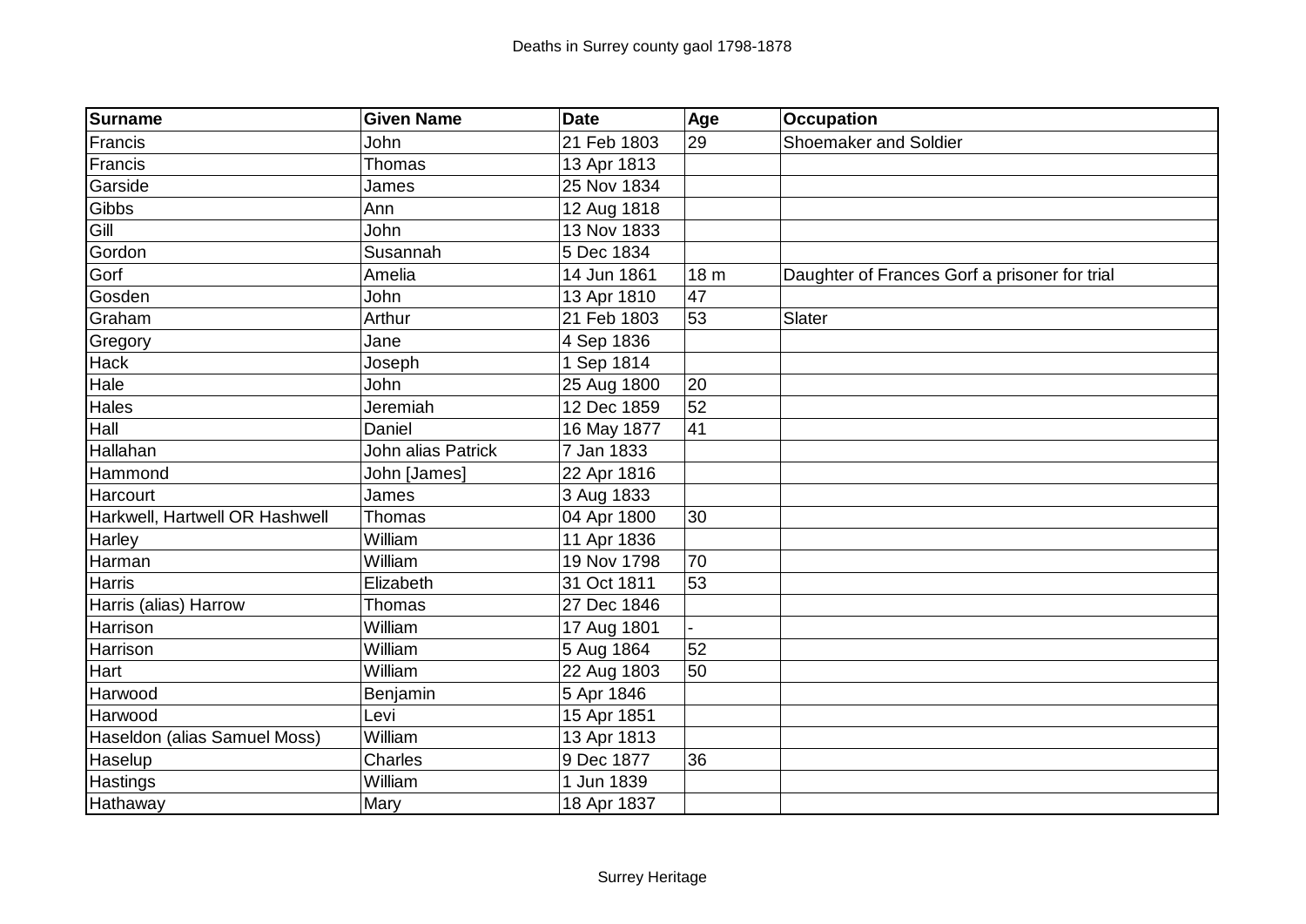# Deaths in Surrey county gaol 1798-1878

| Surname | Given Name | Date | Age | Occupation |
|---|---|---|---|---|
| Francis | John | 21 Feb 1803 | 29 | Shoemaker and Soldier |
| Francis | Thomas | 13 Apr 1813 | | |
| Garside | James | 25 Nov 1834 | | |
| Gibbs | Ann | 12 Aug 1818 | | |
| Gill | John | 13 Nov 1833 | | |
| Gordon | Susannah | 5 Dec 1834 | | |
| Gorf | Amelia | 14 Jun 1861 | 18 m | Daughter of Frances Gorf a prisoner for trial |
| Gosden | John | 13 Apr 1810 | 47 | |
| Graham | Arthur | 21 Feb 1803 | 53 | Slater |
| Gregory | Jane | 4 Sep 1836 | | |
| Hack | Joseph | 1 Sep 1814 | | |
| Hale | John | 25 Aug 1800 | 20 | |
| Hales | Jeremiah | 12 Dec 1859 | 52 | |
| Hall | Daniel | 16 May 1877 | 41 | |
| Hallahan | John alias Patrick | 7 Jan 1833 | | |
| Hammond | John [James] | 22 Apr 1816 | | |
| Harcourt | James | 3 Aug 1833 | | |
| Harkwell, Hartwell OR Hashwell | Thomas | 04 Apr 1800 | 30 | |
| Harley | William | 11 Apr 1836 | | |
| Harman | William | 19 Nov 1798 | 70 | |
| Harris | Elizabeth | 31 Oct 1811 | 53 | |
| Harris (alias) Harrow | Thomas | 27 Dec 1846 | | |
| Harrison | William | 17 Aug 1801 | - | |
| Harrison | William | 5 Aug 1864 | 52 | |
| Hart | William | 22 Aug 1803 | 50 | |
| Harwood | Benjamin | 5 Apr 1846 | | |
| Harwood | Levi | 15 Apr 1851 | | |
| Haseldon (alias Samuel Moss) | William | 13 Apr 1813 | | |
| Haselup | Charles | 9 Dec 1877 | 36 | |
| Hastings | William | 1 Jun 1839 | | |
| Hathaway | Mary | 18 Apr 1837 | | |

Surrey Heritage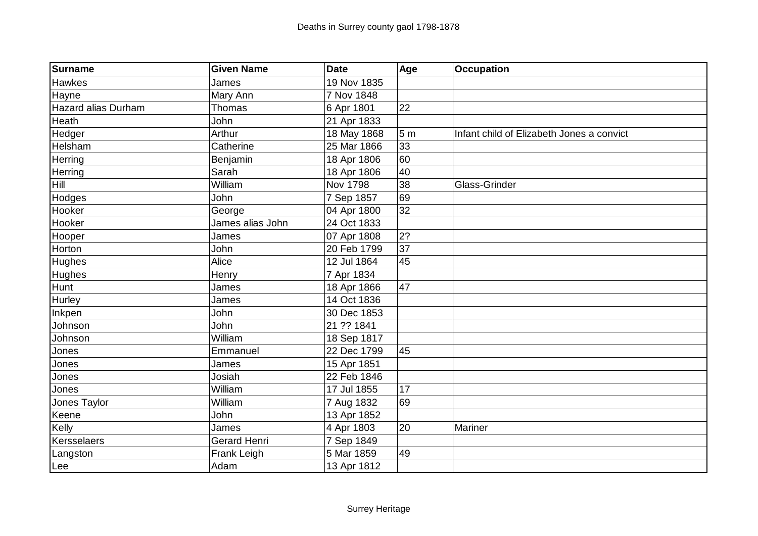| Surname | Given Name | Date | Age | Occupation |
|---|---|---|---|---|
| Hawkes | James | 19 Nov 1835 | | |
| Hayne | Mary Ann | 7 Nov 1848 | | |
| Hazard alias Durham | Thomas | 6 Apr 1801 | 22 | |
| Heath | John | 21 Apr 1833 | | |
| Hedger | Arthur | 18 May 1868 | 5 m | Infant child of Elizabeth Jones a convict |
| Helsham | Catherine | 25 Mar 1866 | 33 | |
| Herring | Benjamin | 18 Apr 1806 | 60 | |
| Herring | Sarah | 18 Apr 1806 | 40 | |
| Hill | William | Nov 1798 | 38 | Glass-Grinder |
| Hodges | John | 7 Sep 1857 | 69 | |
| Hooker | George | 04 Apr 1800 | 32 | |
| Hooker | James alias John | 24 Oct 1833 | | |
| Hooper | James | 07 Apr 1808 | 2? | |
| Horton | John | 20 Feb 1799 | 37 | |
| Hughes | Alice | 12 Jul 1864 | 45 | |
| Hughes | Henry | 7 Apr 1834 | | |
| Hunt | James | 18 Apr 1866 | 47 | |
| Hurley | James | 14 Oct 1836 | | |
| Inkpen | John | 30 Dec 1853 | | |
| Johnson | John | 21 ?? 1841 | | |
| Johnson | William | 18 Sep 1817 | | |
| Jones | Emmanuel | 22 Dec 1799 | 45 | |
| Jones | James | 15 Apr 1851 | | |
| Jones | Josiah | 22 Feb 1846 | | |
| Jones | William | 17 Jul 1855 | 17 | |
| Jones Taylor | William | 7 Aug 1832 | 69 | |
| Keene | John | 13 Apr 1852 | | |
| Kelly | James | 4 Apr 1803 | 20 | Mariner |
| Kersselaers | Gerard Henri | 7 Sep 1849 | | |
| Langston | Frank Leigh | 5 Mar 1859 | 49 | |
| Lee | Adam | 13 Apr 1812 | | |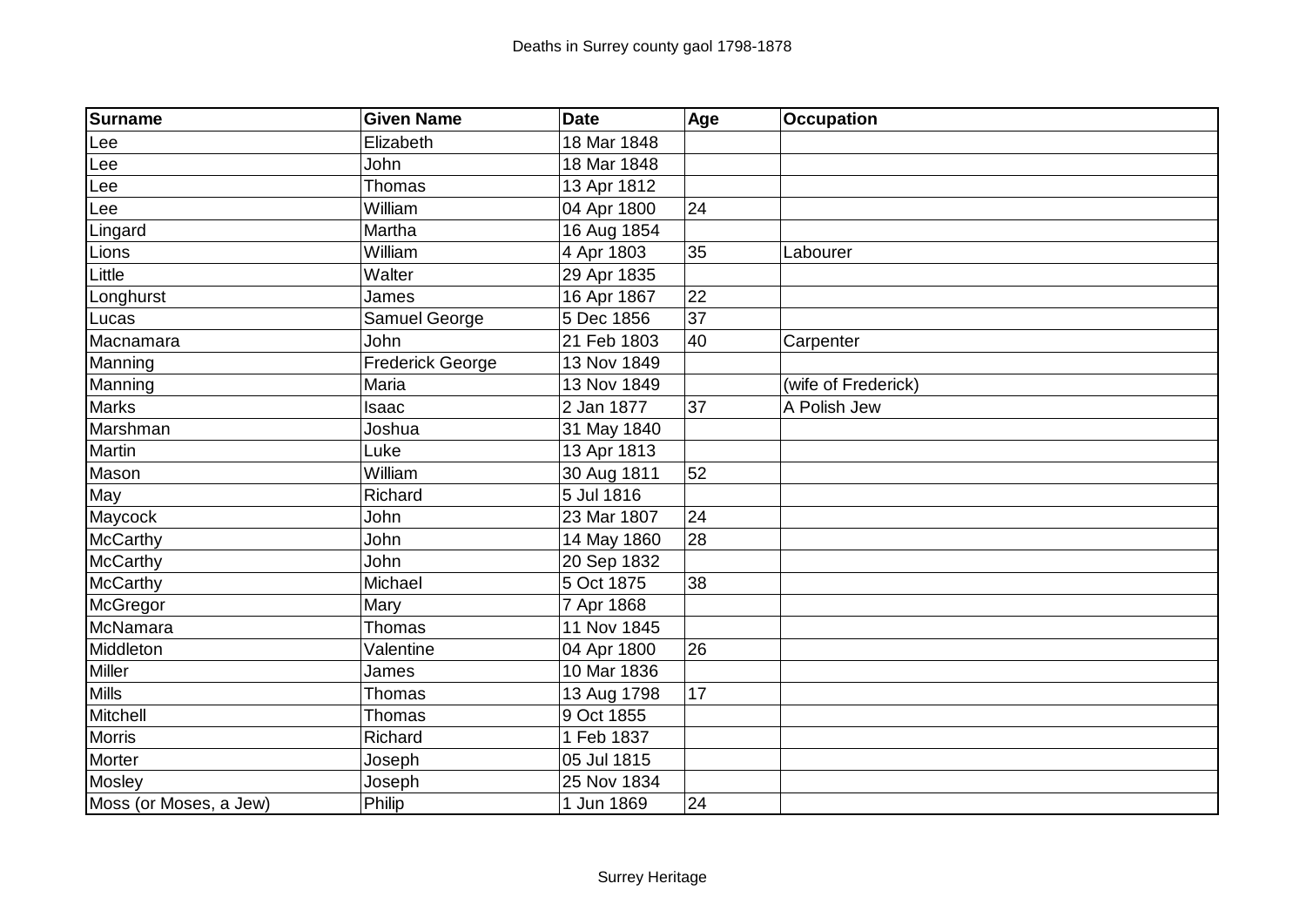| Surname | Given Name | Date | Age | Occupation |
|---|---|---|---|---|
| Lee | Elizabeth | 18 Mar 1848 | | |
| Lee | John | 18 Mar 1848 | | |
| Lee | Thomas | 13 Apr 1812 | | |
| Lee | William | 04 Apr 1800 | 24 | |
| Lingard | Martha | 16 Aug 1854 | | |
| Lions | William | 4 Apr 1803 | 35 | Labourer |
| Little | Walter | 29 Apr 1835 | | |
| Longhurst | James | 16 Apr 1867 | 22 | |
| Lucas | Samuel George | 5 Dec 1856 | 37 | |
| Macnamara | John | 21 Feb 1803 | 40 | Carpenter |
| Manning | Frederick George | 13 Nov 1849 | | |
| Manning | Maria | 13 Nov 1849 | | (wife of Frederick) |
| Marks | Isaac | 2 Jan 1877 | 37 | A Polish Jew |
| Marshman | Joshua | 31 May 1840 | | |
| Martin | Luke | 13 Apr 1813 | | |
| Mason | William | 30 Aug 1811 | 52 | |
| May | Richard | 5 Jul 1816 | | |
| Maycock | John | 23 Mar 1807 | 24 | |
| McCarthy | John | 14 May 1860 | 28 | |
| McCarthy | John | 20 Sep 1832 | | |
| McCarthy | Michael | 5 Oct 1875 | 38 | |
| McGregor | Mary | 7 Apr 1868 | | |
| McNamara | Thomas | 11 Nov 1845 | | |
| Middleton | Valentine | 04 Apr 1800 | 26 | |
| Miller | James | 10 Mar 1836 | | |
| Mills | Thomas | 13 Aug 1798 | 17 | |
| Mitchell | Thomas | 9 Oct 1855 | | |
| Morris | Richard | 1 Feb 1837 | | |
| Morter | Joseph | 05 Jul 1815 | | |
| Mosley | Joseph | 25 Nov 1834 | | |
| Moss (or Moses, a Jew) | Philip | 1 Jun 1869 | 24 | |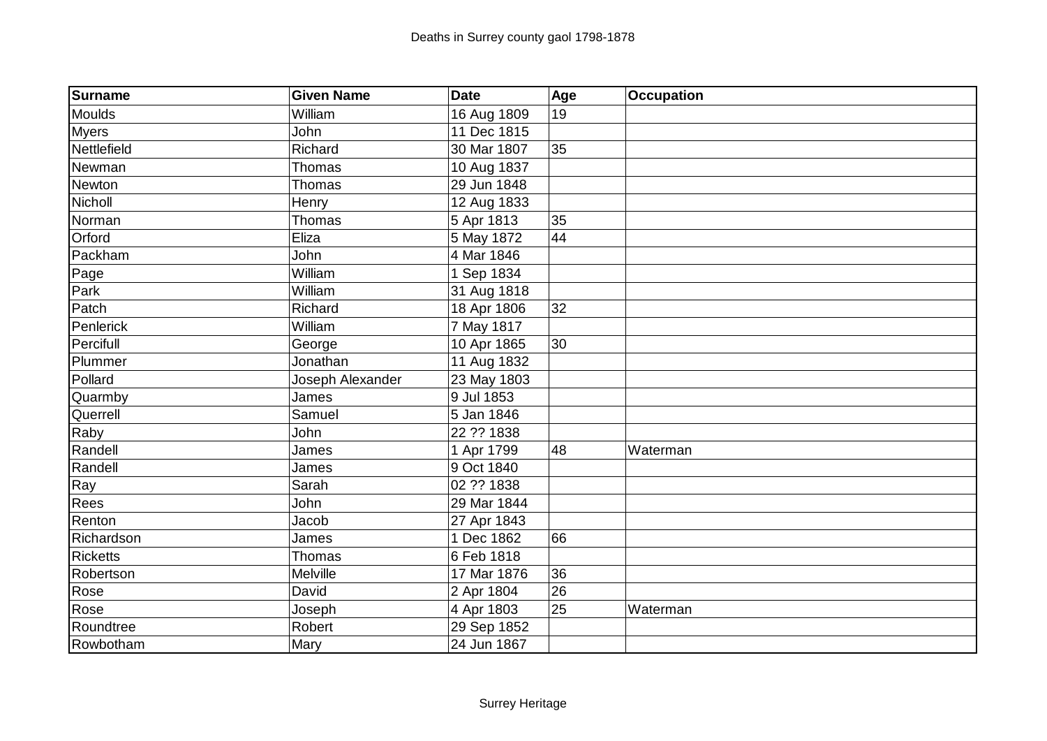| Surname | Given Name | Date | Age | Occupation |
|---|---|---|---|---|
| Moulds | William | 16 Aug 1809 | 19 | |
| Myers | John | 11 Dec 1815 | | |
| Nettlefield | Richard | 30 Mar 1807 | 35 | |
| Newman | Thomas | 10 Aug 1837 | | |
| Newton | Thomas | 29 Jun 1848 | | |
| Nicholl | Henry | 12 Aug 1833 | | |
| Norman | Thomas | 5 Apr 1813 | 35 | |
| Orford | Eliza | 5 May 1872 | 44 | |
| Packham | John | 4 Mar 1846 | | |
| Page | William | 1 Sep 1834 | | |
| Park | William | 31 Aug 1818 | | |
| Patch | Richard | 18 Apr 1806 | 32 | |
| Penlerick | William | 7 May 1817 | | |
| Percifull | George | 10 Apr 1865 | 30 | |
| Plummer | Jonathan | 11 Aug 1832 | | |
| Pollard | Joseph Alexander | 23 May 1803 | | |
| Quarmby | James | 9 Jul 1853 | | |
| Querrell | Samuel | 5 Jan 1846 | | |
| Raby | John | 22 ?? 1838 | | |
| Randell | James | 1 Apr 1799 | 48 | Waterman |
| Randell | James | 9 Oct 1840 | | |
| Ray | Sarah | 02 ?? 1838 | | |
| Rees | John | 29 Mar 1844 | | |
| Renton | Jacob | 27 Apr 1843 | | |
| Richardson | James | 1 Dec 1862 | 66 | |
| Ricketts | Thomas | 6 Feb 1818 | | |
| Robertson | Melville | 17 Mar 1876 | 36 | |
| Rose | David | 2 Apr 1804 | 26 | |
| Rose | Joseph | 4 Apr 1803 | 25 | Waterman |
| Roundtree | Robert | 29 Sep 1852 | | |
| Rowbotham | Mary | 24 Jun 1867 | | |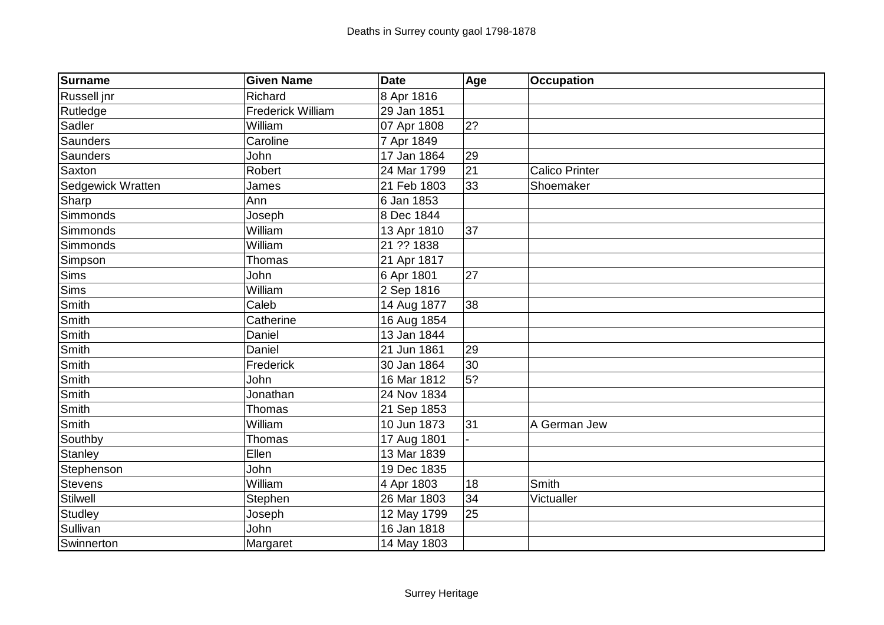| Surname | Given Name | Date | Age | Occupation |
|---|---|---|---|---|
| Russell jnr | Richard | 8 Apr 1816 | | |
| Rutledge | Frederick William | 29 Jan 1851 | | |
| Sadler | William | 07 Apr 1808 | 2? | |
| Saunders | Caroline | 7 Apr 1849 | | |
| Saunders | John | 17 Jan 1864 | 29 | |
| Saxton | Robert | 24 Mar 1799 | 21 | Calico Printer |
| Sedgewick Wratten | James | 21 Feb 1803 | 33 | Shoemaker |
| Sharp | Ann | 6 Jan 1853 | | |
| Simmonds | Joseph | 8 Dec 1844 | | |
| Simmonds | William | 13 Apr 1810 | 37 | |
| Simmonds | William | 21 ?? 1838 | | |
| Simpson | Thomas | 21 Apr 1817 | | |
| Sims | John | 6 Apr 1801 | 27 | |
| Sims | William | 2 Sep 1816 | | |
| Smith | Caleb | 14 Aug 1877 | 38 | |
| Smith | Catherine | 16 Aug 1854 | | |
| Smith | Daniel | 13 Jan 1844 | | |
| Smith | Daniel | 21 Jun 1861 | 29 | |
| Smith | Frederick | 30 Jan 1864 | 30 | |
| Smith | John | 16 Mar 1812 | 5? | |
| Smith | Jonathan | 24 Nov 1834 | | |
| Smith | Thomas | 21 Sep 1853 | | |
| Smith | William | 10 Jun 1873 | 31 | A German Jew |
| Southby | Thomas | 17 Aug 1801 | - | |
| Stanley | Ellen | 13 Mar 1839 | | |
| Stephenson | John | 19 Dec 1835 | | |
| Stevens | William | 4 Apr 1803 | 18 | Smith |
| Stilwell | Stephen | 26 Mar 1803 | 34 | Victualler |
| Studley | Joseph | 12 May 1799 | 25 | |
| Sullivan | John | 16 Jan 1818 | | |
| Swinnerton | Margaret | 14 May 1803 | | |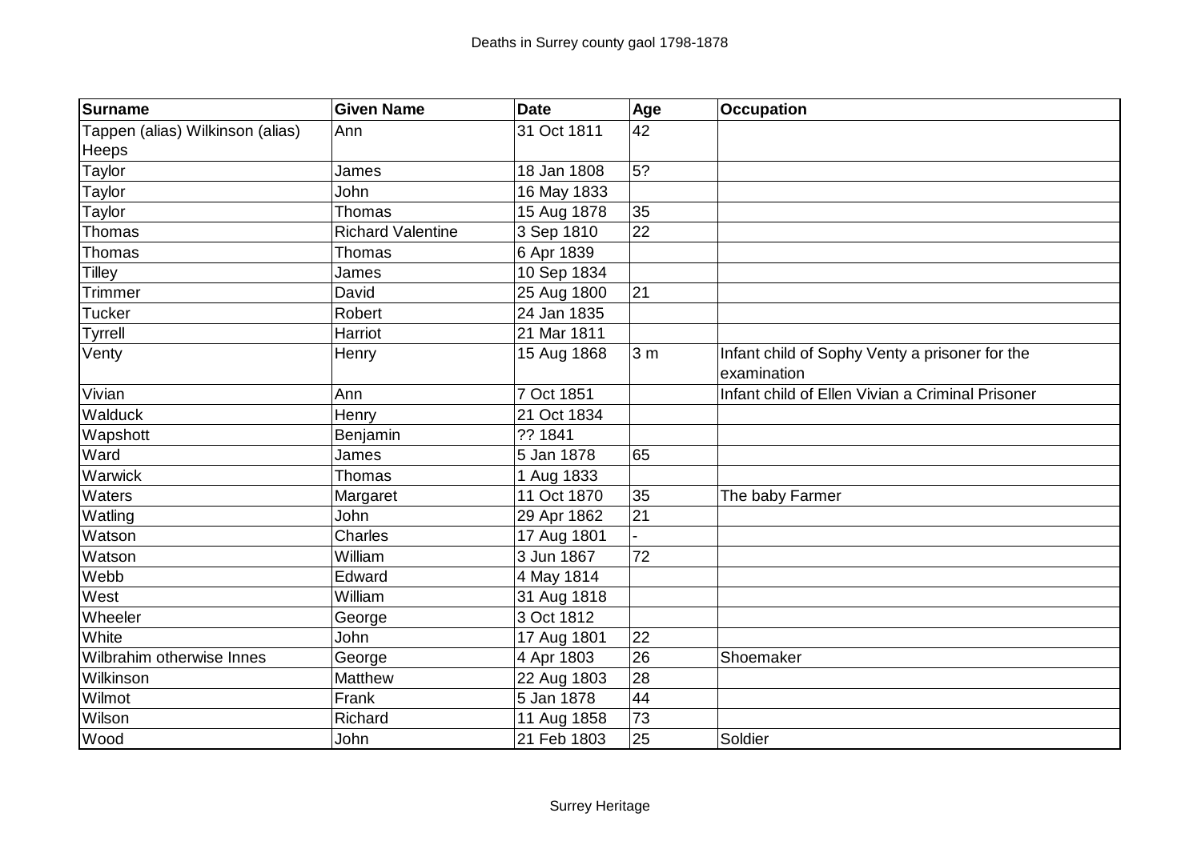| Surname | Given Name | Date | Age | Occupation |
| --- | --- | --- | --- | --- |
| Tappen (alias) Wilkinson (alias) Heeps | Ann | 31 Oct 1811 | 42 | |
| Taylor | James | 18 Jan 1808 | 5? | |
| Taylor | John | 16 May 1833 | | |
| Taylor | Thomas | 15 Aug 1878 | 35 | |
| Thomas | Richard Valentine | 3 Sep 1810 | 22 | |
| Thomas | Thomas | 6 Apr 1839 | | |
| Tilley | James | 10 Sep 1834 | | |
| Trimmer | David | 25 Aug 1800 | 21 | |
| Tucker | Robert | 24 Jan 1835 | | |
| Tyrrell | Harriot | 21 Mar 1811 | | |
| Venty | Henry | 15 Aug 1868 | 3 m | Infant child of Sophy Venty a prisoner for the examination |
| Vivian | Ann | 7 Oct 1851 | | Infant child of Ellen Vivian a Criminal Prisoner |
| Walduck | Henry | 21 Oct 1834 | | |
| Wapshott | Benjamin | ?? 1841 | | |
| Ward | James | 5 Jan 1878 | 65 | |
| Warwick | Thomas | 1 Aug 1833 | | |
| Waters | Margaret | 11 Oct 1870 | 35 | The baby Farmer |
| Watling | John | 29 Apr 1862 | 21 | |
| Watson | Charles | 17 Aug 1801 | - | |
| Watson | William | 3 Jun 1867 | 72 | |
| Webb | Edward | 4 May 1814 | | |
| West | William | 31 Aug 1818 | | |
| Wheeler | George | 3 Oct 1812 | | |
| White | John | 17 Aug 1801 | 22 | |
| Wilbrahim otherwise Innes | George | 4 Apr 1803 | 26 | Shoemaker |
| Wilkinson | Matthew | 22 Aug 1803 | 28 | |
| Wilmot | Frank | 5 Jan 1878 | 44 | |
| Wilson | Richard | 11 Aug 1858 | 73 | |
| Wood | John | 21 Feb 1803 | 25 | Soldier |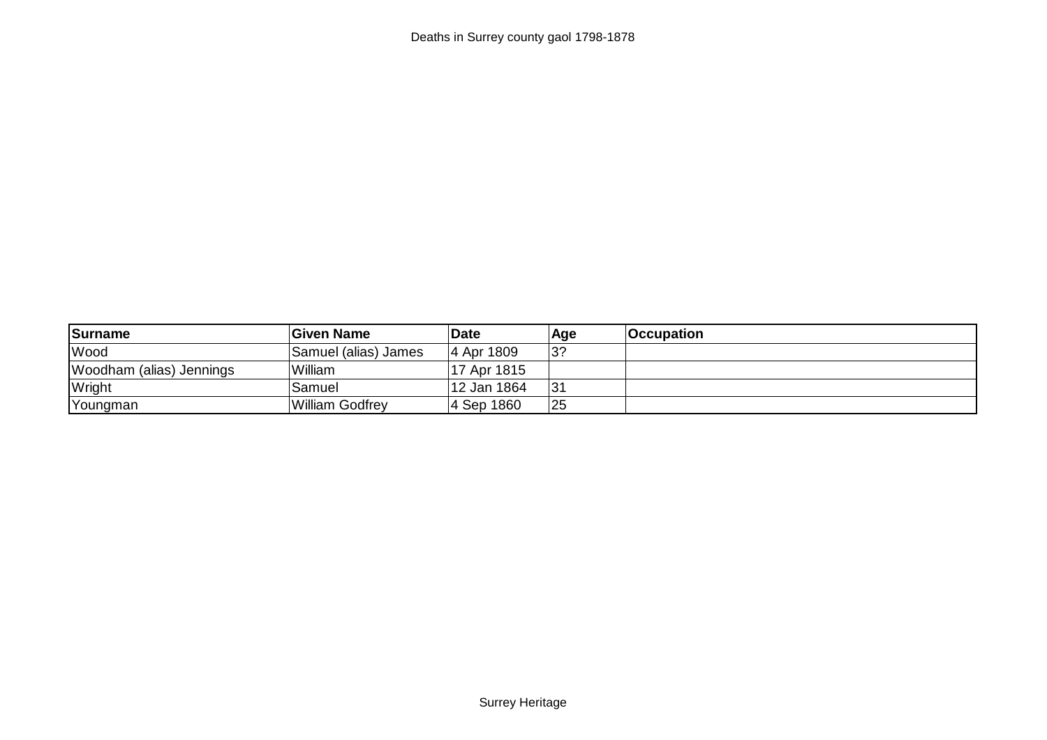| Surname | Given Name | Date | Age | Occupation |
|---|---|---|---|---|
| Wood | Samuel (alias) James | 4 Apr 1809 | 3? | |
| Woodham (alias) Jennings | William | 17 Apr 1815 | | |
| Wright | Samuel | 12 Jan 1864 | 31 | |
| Youngman | William Godfrey | 4 Sep 1860 | 25 | |